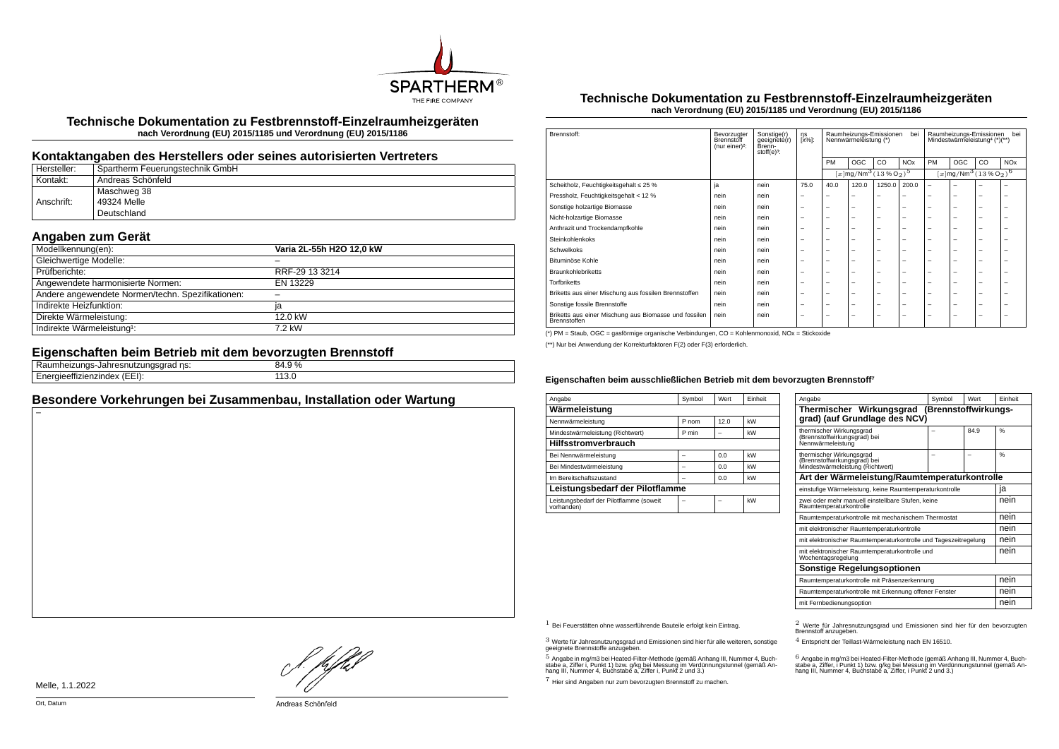SPARTHERM® THE FIRE COMPANY

# Technische Dokumentation zu Festbrennstoff-Einzelraumheizgeräten

**nach Verordnung (EU) 2015/1185 und Verordnung (EU) 2015/1186**

## Kontaktangaben des Herstellers oder seines autorisierten Vertreters

| | |
|---|---|
| Hersteller: | Spartherm Feuerungstechnik GmbH |
| Kontakt: | Andreas Schönfeld |
| Anschrift: | Maschweg 38<br>49324 Melle<br>Deutschland |

## Angaben zum Gerät

| | |
|---|---|
| Modellkennung(en): | **Varia 2L-55h H2O 12,0 kW** |
| Gleichwertige Modelle: | – |
| Prüfberichte: | RRF-29 13 3214 |
| Angewendete harmonisierte Normen: | EN 13229 |
| Andere angewendete Normen/techn. Spezifikationen: | – |
| Indirekte Heizfunktion: | ja |
| Direkte Wärmeleistung: | 12.0 kW |
| Indirekte Wärmeleistung[1]: | 7.2 kW |

## Eigenschaften beim Betrieb mit dem bevorzugten Brennstoff

| | |
|---|---|
| Raumheizungs-Jahresnutzungsgrad ηs: | 84.9 % |
| Energieeffizienzindex (EEI): | 113.0 |

## Besondere Vorkehrungen bei Zusammenbau, Installation oder Wartung

–

Melle, 1.1.2022

Ort, Datum

Andreas Schönfeld

# Technische Dokumentation zu Festbrennstoff-Einzelraumheizgeräten

**nach Verordnung (EU) 2015/1185 und Verordnung (EU) 2015/1186**

| Brennstoff: | Bevorzugter Brennstoff (nur einer)[2]: | Sonstige(r) geeignete(r) Brennstoff(e)[3]: | ηs [x%]: | Raumheizungs-Emissionen bei Nennwärmeleistung (*) | | | | Raumheizungs-Emissionen bei Mindestwärmeleistung[4] (*)(**) | | | |
|---|---|---|---|---|---|---|---|---|---|---|---|
| | | | | PM | OGC | CO | NOx | PM | OGC | CO | NOx |
| | | | | $[x]\text{mg/Nm}^3\,(13\,\%\,O_2)$[5] | | | | $[x]\text{mg/Nm}^3\,(13\,\%\,O_2)$[6] | | | |
| Scheitholz, Feuchtigkeitsgehalt ≤ 25 % | ja | nein | 75.0 | 40.0 | 120.0 | 1250.0 | 200.0 | – | – | – | – |
| Pressholz, Feuchtigkeitsgehalt < 12 % | nein | nein | – | – | – | – | – | – | – | – | – |
| Sonstige holzartige Biomasse | nein | nein | – | – | – | – | – | – | – | – | – |
| Nicht-holzartige Biomasse | nein | nein | – | – | – | – | – | – | – | – | – |
| Anthrazit und Trockendampfkohle | nein | nein | – | – | – | – | – | – | – | – | – |
| Steinkohlenkoks | nein | nein | – | – | – | – | – | – | – | – | – |
| Schwelkoks | nein | nein | – | – | – | – | – | – | – | – | – |
| Bituminöse Kohle | nein | nein | – | – | – | – | – | – | – | – | – |
| Braunkohlebriketts | nein | nein | – | – | – | – | – | – | – | – | – |
| Torfbriketts | nein | nein | – | – | – | – | – | – | – | – | – |
| Briketts aus einer Mischung aus fossilen Brennstoffen | nein | nein | – | – | – | – | – | – | – | – | – |
| Sonstige fossile Brennstoffe | nein | nein | – | – | – | – | – | – | – | – | – |
| Briketts aus einer Mischung aus Biomasse und fossilen Brennstoffen | nein | nein | – | – | – | – | – | – | – | – | – |

(*) PM = Staub, OGC = gasförmige organische Verbindungen, CO = Kohlenmonoxid, NOx = Stickoxide

(**) Nur bei Anwendung der Korrekturfaktoren F(2) oder F(3) erforderlich.

### Eigenschaften beim ausschließlichen Betrieb mit dem bevorzugten Brennstoff[7]

| Angabe | Symbol | Wert | Einheit |
|---|---|---|---|
| **Wärmeleistung** | | | |
| Nennwärmeleistung | P nom | 12.0 | kW |
| Mindestwärmeleistung (Richtwert) | P min | – | kW |
| **Hilfsstromverbrauch** | | | |
| Bei Nennwärmeleistung | – | 0.0 | kW |
| Bei Mindestwärmeleistung | – | 0.0 | kW |
| Im Bereitschaftszustand | – | 0.0 | kW |
| **Leistungsbedarf der Pilotflamme** | | | |
| Leistungsbedarf der Pilotflamme (soweit vorhanden) | – | – | kW |

| Angabe | Symbol | Wert | Einheit |
|---|---|---|---|
| **Thermischer Wirkungsgrad (Brennstoffwirkungsgrad) (auf Grundlage des NCV)** | | | |
| thermischer Wirkungsgrad (Brennstoffwirkungsgrad) bei Nennwärmeleistung | – | 84.9 | % |
| thermischer Wirkungsgrad (Brennstoffwirkungsgrad) bei Mindestwärmeleistung (Richtwert) | – | – | % |
| **Art der Wärmeleistung/Raumtemperaturkontrolle** | | | |
| einstufige Wärmeleistung, keine Raumtemperaturkontrolle | | | ja |
| zwei oder mehr manuell einstellbare Stufen, keine Raumtemperaturkontrolle | | | nein |
| Raumtemperaturkontrolle mit mechanischem Thermostat | | | nein |
| mit elektronischer Raumtemperaturkontrolle | | | nein |
| mit elektronischer Raumtemperaturkontrolle und Tageszeitregelung | | | nein |
| mit elektronischer Raumtemperaturkontrolle und Wochentagsregelung | | | nein |
| **Sonstige Regelungsoptionen** | | | |
| Raumtemperaturkontrolle mit Präsenzerkennung | | | nein |
| Raumtemperaturkontrolle mit Erkennung offener Fenster | | | nein |
| mit Fernbedienungsoption | | | nein |

[1] Bei Feuerstätten ohne wasserführende Bauteile erfolgt kein Eintrag.

[2] Werte für Jahresnutzungsgrad und Emissionen sind hier für den bevorzugten Brennstoff anzugeben.

[3] Werte für Jahresnutzungsgrad und Emissionen sind hier für alle weiteren, sonstige geeignete Brennstoffe anzugeben.

[4] Entspricht der Teillast-Wärmeleistung nach EN 16510.

[5] Angabe in mg/m3 bei Heated-Filter-Methode (gemäß Anhang III, Nummer 4, Buchstabe a, Ziffer i, Punkt 1) bzw. g/kg bei Messung im Verdünnungstunnel (gemäß Anhang III, Nummer 4, Buchstabe a, Ziffer i, Punkt 2 und 3.)

[6] Angabe in mg/m3 bei Heated-Filter-Methode (gemäß Anhang III, Nummer 4, Buchstabe a, Ziffer i, Punkt 1) bzw. g/kg bei Messung im Verdünnungstunnel (gemäß Anhang III, Nummer 4, Buchstabe a, Ziffer i, Punkt 2 und 3.)

[7] Hier sind Angaben nur zum bevorzugten Brennstoff zu machen.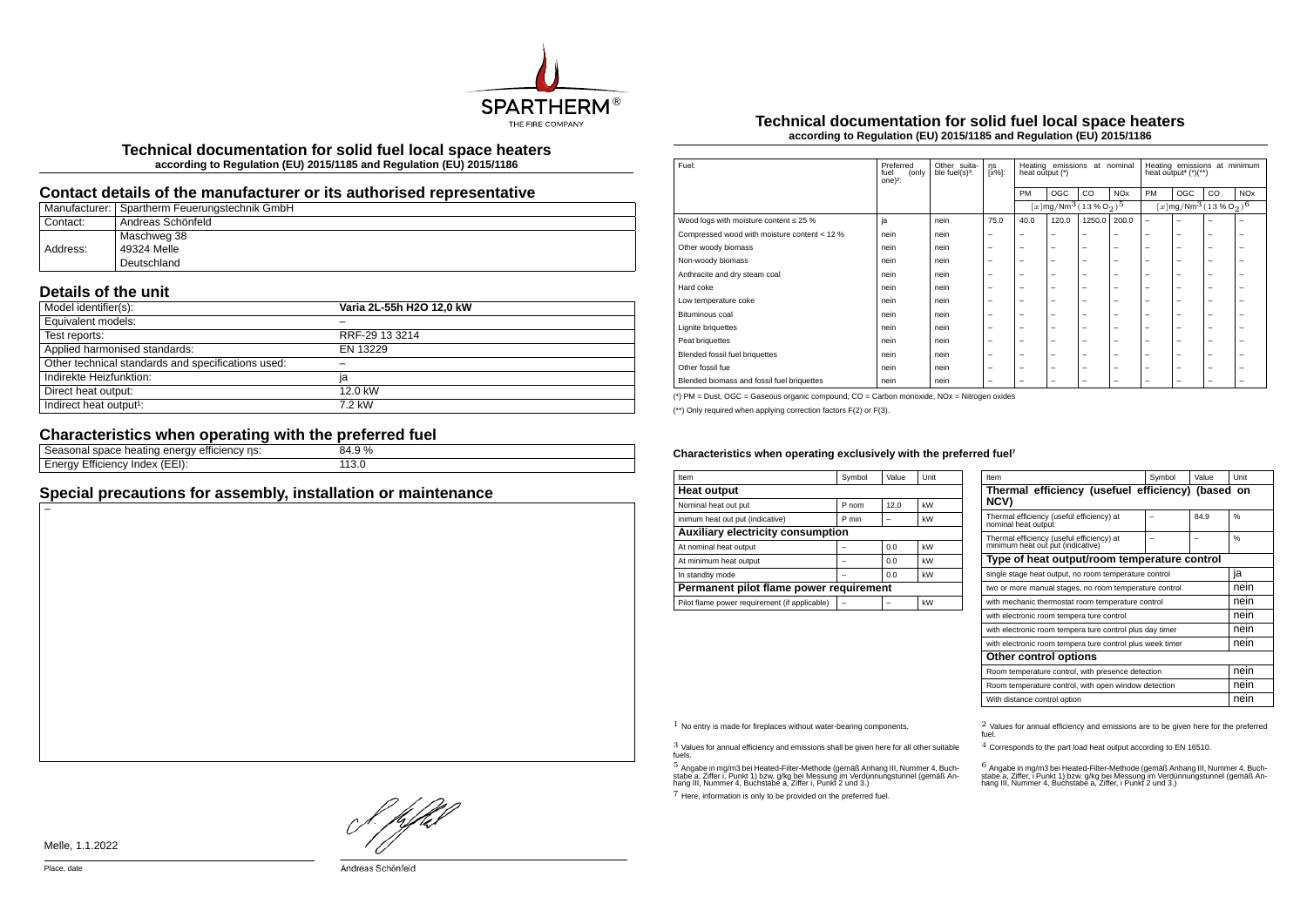# Technical documentation for solid fuel local space heaters

**according to Regulation (EU) 2015/1185 and Regulation (EU) 2015/1186**

## Contact details of the manufacturer or its authorised representative

| | |
|---|---|
| Manufacturer: | Spartherm Feuerungstechnik GmbH |
| Contact: | Andreas Schönfeld |
| Address: | Maschweg 38<br>49324 Melle<br>Deutschland |

## Details of the unit

| | |
|---|---|
| Model identifier(s): | **Varia 2L-55h H2O 12,0 kW** |
| Equivalent models: | – |
| Test reports: | RRF-29 13 3214 |
| Applied harmonised standards: | EN 13229 |
| Other technical standards and specifications used: | – |
| Indirekte Heizfunktion: | ja |
| Direct heat output: | 12.0 kW |
| Indirect heat output[1]: | 7.2 kW |

## Characteristics when operating with the preferred fuel

| | |
|---|---|
| Seasonal space heating energy efficiency ηs: | 84.9 % |
| Energy Efficiency Index (EEI): | 113.0 |

## Special precautions for assembly, installation or maintenance

–

# Technical documentation for solid fuel local space heaters

**according to Regulation (EU) 2015/1185 and Regulation (EU) 2015/1186**

| Fuel: | Preferred fuel (only one)[2]: | Other suitable fuel(s)[3]: | ηs [x%]: | Heating emissions at nominal heat output (*) | | | | Heating emissions at minimum heat output[4] (*)(**) | | | |
|---|---|---|---|---|---|---|---|---|---|---|---|
| | | | | PM | OGC | CO | NOx | PM | OGC | CO | NOx |
| | | | | [x]mg/Nm³ (13 % $O_2$)[5] | | | | [x]mg/Nm³ (13 % $O_2$)[6] | | | |
| Wood logs with moisture content ≤ 25 % | ja | nein | 75.0 | 40.0 | 120.0 | 1250.0 | 200.0 | – | – | – | – |
| Compressed wood with moisture content < 12 % | nein | nein | – | – | – | – | – | – | – | – | – |
| Other woody biomass | nein | nein | – | – | – | – | – | – | – | – | – |
| Non-woody biomass | nein | nein | – | – | – | – | – | – | – | – | – |
| Anthracite and dry steam coal | nein | nein | – | – | – | – | – | – | – | – | – |
| Hard coke | nein | nein | – | – | – | – | – | – | – | – | – |
| Low temperature coke | nein | nein | – | – | – | – | – | – | – | – | – |
| Bituminous coal | nein | nein | – | – | – | – | – | – | – | – | – |
| Lignite briquettes | nein | nein | – | – | – | – | – | – | – | – | – |
| Peat briquettes | nein | nein | – | – | – | – | – | – | – | – | – |
| Blended fossil fuel briquettes | nein | nein | – | – | – | – | – | – | – | – | – |
| Other fossil fue | nein | nein | – | – | – | – | – | – | – | – | – |
| Blended biomass and fossil fuel briquettes | nein | nein | – | – | – | – | – | – | – | – | – |

(*) PM = Dust, OGC = Gaseous organic compound, CO = Carbon monoxide, NOx = Nitrogen oxides

(**) Only required when applying correction factors F(2) or F(3).

### Characteristics when operating exclusively with the preferred fuel[7]

| Item | Symbol | Value | Unit |
|---|---|---|---|
| **Heat output** | | | |
| Nominal heat out put | P nom | 12.0 | kW |
| inimum heat out put (indicative) | P min | – | kW |
| **Auxiliary electricity consumption** | | | |
| At nominal heat output | – | 0.0 | kW |
| At minimum heat output | – | 0.0 | kW |
| In standby mode | – | 0.0 | kW |
| **Permanent pilot flame power requirement** | | | |
| Pilot flame power requirement (if applicable) | – | – | kW |

| Item | Symbol | Value | Unit |
|---|---|---|---|
| **Thermal efficiency (usefuel efficiency) (based on NCV)** | | | |
| Thermal efficiency (useful efficiency) at nominal heat output | – | 84.9 | % |
| Thermal efficiency (useful efficiency) at minimum heat out put (indicative) | – | – | % |
| **Type of heat output/room temperature control** | | | |
| single stage heat output, no room temperature control | | | ja |
| two or more manual stages, no room temperature control | | | nein |
| with mechanic thermostat room temperature control | | | nein |
| with electronic room tempera ture control | | | nein |
| with electronic room tempera ture control plus day timer | | | nein |
| with electronic room tempera ture control plus week timer | | | nein |
| **Other control options** | | | |
| Room temperature control, with presence detection | | | nein |
| Room temperature control, with open window detection | | | nein |
| With distance control option | | | nein |

[1] No entry is made for fireplaces without water-bearing components.

[2] Values for annual efficiency and emissions are to be given here for the preferred fuel.

[3] Values for annual efficiency and emissions shall be given here for all other suitable fuels.

[4] Corresponds to the part load heat output according to EN 16510.

[5] Angabe in mg/m3 bei Heated-Filter-Methode (gemäß Anhang III, Nummer 4, Buchstabe a, Ziffer i, Punkt 1) bzw. g/kg bei Messung im Verdünnungstunnel (gemäß Anhang III, Nummer 4, Buchstabe a, Ziffer i, Punkt 2 und 3.)

[6] Angabe in mg/m3 bei Heated-Filter-Methode (gemäß Anhang III, Nummer 4, Buchstabe a, Ziffer, i Punkt 1) bzw. g/kg bei Messung im Verdünnungstunnel (gemäß Anhang III, Nummer 4, Buchstabe a, Ziffer, i Punkt 2 und 3.)

[7] Here, information is only to be provided on the preferred fuel.

Melle, 1.1.2022

Place, date

Andreas Schönfeld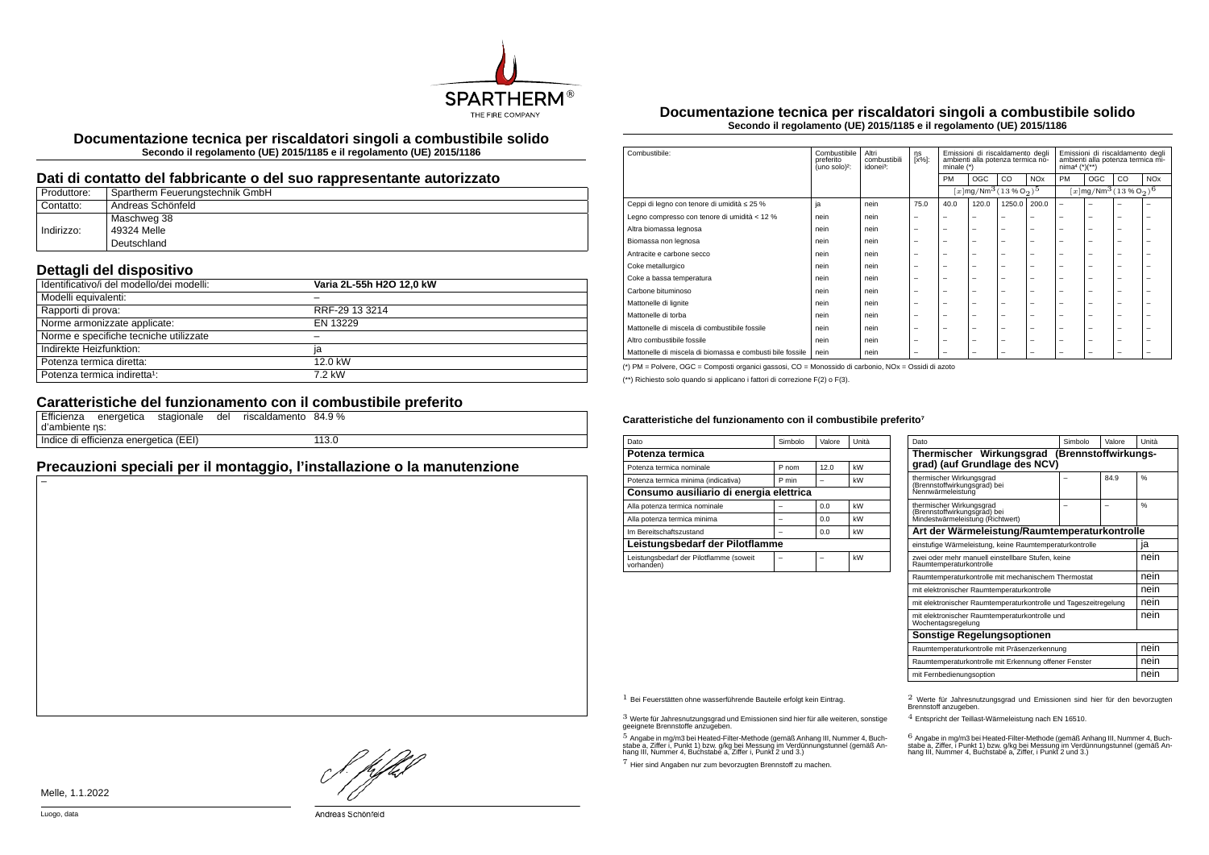# Documentazione tecnica per riscaldatori singoli a combustibile solido

**Secondo il regolamento (UE) 2015/1185 e il regolamento (UE) 2015/1186**

## Dati di contatto del fabbricante o del suo rappresentante autorizzato

| Produttore: | Spartherm Feuerungstechnik GmbH |
|---|---|
| Contatto: | Andreas Schönfeld |
| Indirizzo: | Maschweg 38<br>49324 Melle<br>Deutschland |

## Dettagli del dispositivo

| Identificativo/i del modello/dei modelli: | **Varia 2L-55h H2O 12,0 kW** |
|---|---|
| Modelli equivalenti: | – |
| Rapporti di prova: | RRF-29 13 3214 |
| Norme armonizzate applicate: | EN 13229 |
| Norme e specifiche tecniche utilizzate | – |
| Indirekte Heizfunktion: | ja |
| Potenza termica diretta: | 12.0 kW |
| Potenza termica indiretta[1]: | 7.2 kW |

## Caratteristiche del funzionamento con il combustibile preferito

| Efficienza energetica stagionale del riscaldamento d'ambiente ηs: | 84.9 % |
|---|---|
| Indice di efficienza energetica (EEI) | 113.0 |

## Precauzioni speciali per il montaggio, l'installazione o la manutenzione

–

Melle, 1.1.2022

Luogo, data

Andreas Schönfeld

# Documentazione tecnica per riscaldatori singoli a combustibile solido

**Secondo il regolamento (UE) 2015/1185 e il regolamento (UE) 2015/1186**

| Combustibile: | Combustibile preferito (uno solo)[2]: | Altri combustibili idonei[3]: | ηs [x%]: | Emissioni di riscaldamento degli ambienti alla potenza termica nominale (*) | | | | Emissioni di riscaldamento degli ambienti alla potenza termica minima[4] (*)(**) | | | |
|---|---|---|---|---|---|---|---|---|---|---|---|
| | | | | PM | OGC | CO | NOx | PM | OGC | CO | NOx |
| | | | | $[x]\mathrm{mg/Nm^3}\,(13\,\%\,O_2)$[5] | | | | $[x]\mathrm{mg/Nm^3}\,(13\,\%\,O_2)$[6] | | | |
| Ceppi di legno con tenore di umidità ≤ 25 % | ja | nein | 75.0 | 40.0 | 120.0 | 1250.0 | 200.0 | – | – | – | – |
| Legno compresso con tenore di umidità < 12 % | nein | nein | – | – | – | – | – | – | – | – | – |
| Altra biomassa legnosa | nein | nein | – | – | – | – | – | – | – | – | – |
| Biomassa non legnosa | nein | nein | – | – | – | – | – | – | – | – | – |
| Antracite e carbone secco | nein | nein | – | – | – | – | – | – | – | – | – |
| Coke metallurgico | nein | nein | – | – | – | – | – | – | – | – | – |
| Coke a bassa temperatura | nein | nein | – | – | – | – | – | – | – | – | – |
| Carbone bituminoso | nein | nein | – | – | – | – | – | – | – | – | – |
| Mattonelle di lignite | nein | nein | – | – | – | – | – | – | – | – | – |
| Mattonelle di torba | nein | nein | – | – | – | – | – | – | – | – | – |
| Mattonelle di miscela di combustibile fossile | nein | nein | – | – | – | – | – | – | – | – | – |
| Altro combustibile fossile | nein | nein | – | – | – | – | – | – | – | – | – |
| Mattonelle di miscela di biomassa e combusti bile fossile | nein | nein | – | – | – | – | – | – | – | – | – |

(*) PM = Polvere, OGC = Composti organici gassosi, CO = Monossido di carbonio, NOx = Ossidi di azoto

(**) Richiesto solo quando si applicano i fattori di correzione F(2) o F(3).

#### Caratteristiche del funzionamento con il combustibile preferito[7]

| Dato | Simbolo | Valore | Unità |
|---|---|---|---|
| **Potenza termica** | | | |
| Potenza termica nominale | P nom | 12.0 | kW |
| Potenza termica minima (indicativa) | P min | – | kW |
| **Consumo ausiliario di energia elettrica** | | | |
| Alla potenza termica nominale | – | 0.0 | kW |
| Alla potenza termica minima | – | 0.0 | kW |
| Im Bereitschaftszustand | – | 0.0 | kW |
| **Leistungsbedarf der Pilotflamme** | | | |
| Leistungsbedarf der Pilotflamme (soweit vorhanden) | – | – | kW |

| Dato | Simbolo | Valore | Unità |
|---|---|---|---|
| **Thermischer Wirkungsgrad (Brennstoffwirkungsgrad) (auf Grundlage des NCV)** | | | |
| thermischer Wirkungsgrad (Brennstoffwirkungsgrad) bei Nennwärmeleistung | – | 84.9 | % |
| thermischer Wirkungsgrad (Brennstoffwirkungsgrad) bei Mindestwärmeleistung (Richtwert) | – | – | % |
| **Art der Wärmeleistung/Raumtemperaturkontrolle** | | | |
| einstufige Wärmeleistung, keine Raumtemperaturkontrolle | | | ja |
| zwei oder mehr manuell einstellbare Stufen, keine Raumtemperaturkontrolle | | | nein |
| Raumtemperaturkontrolle mit mechanischem Thermostat | | | nein |
| mit elektronischer Raumtemperaturkontrolle | | | nein |
| mit elektronischer Raumtemperaturkontrolle und Tageszeitregelung | | | nein |
| mit elektronischer Raumtemperaturkontrolle und Wochentagsregelung | | | nein |
| **Sonstige Regelungsoptionen** | | | |
| Raumtemperaturkontrolle mit Präsenzerkennung | | | nein |
| Raumtemperaturkontrolle mit Erkennung offener Fenster | | | nein |
| mit Fernbedienungsoption | | | nein |

[1] Bei Feuerstätten ohne wasserführende Bauteile erfolgt kein Eintrag.

[2] Werte für Jahresnutzungsgrad und Emissionen sind hier für den bevorzugten Brennstoff anzugeben.

[3] Werte für Jahresnutzungsgrad und Emissionen sind hier für alle weiteren, sonstige geeignete Brennstoffe anzugeben.

[4] Entspricht der Teillast-Wärmeleistung nach EN 16510.

[5] Angabe in mg/m3 bei Heated-Filter-Methode (gemäß Anhang III, Nummer 4, Buchstabe a, Ziffer i, Punkt 1) bzw. g/kg bei Messung im Verdünnungstunnel (gemäß Anhang III, Nummer 4, Buchstabe a, Ziffer, i Punkt 2 und 3.)

[6] Angabe in mg/m3 bei Heated-Filter-Methode (gemäß Anhang III, Nummer 4, Buchstabe a, Ziffer i, Punkt 1) bzw. g/kg bei Messung im Verdünnungstunnel (gemäß Anhang III, Nummer 4, Buchstabe a, Ziffer, i Punkt 2 und 3.)

[7] Hier sind Angaben nur zum bevorzugten Brennstoff zu machen.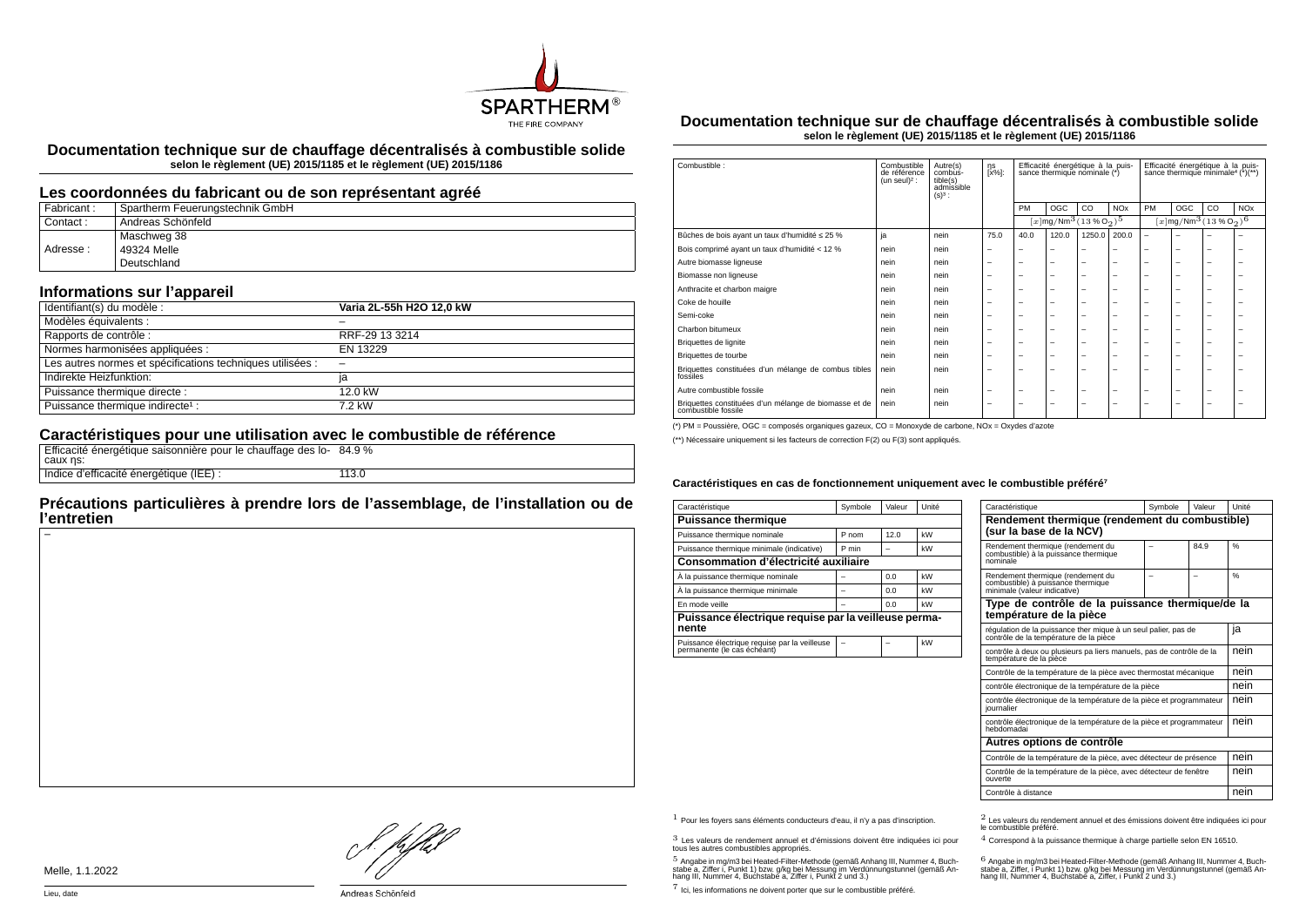SPARTHERM® THE FIRE COMPANY

## Documentation technique sur de chauffage décentralisés à combustible solide

**selon le règlement (UE) 2015/1185 et le règlement (UE) 2015/1186**

### Les coordonnées du fabricant ou de son représentant agréé

| | |
|---|---|
| Fabricant : | Spartherm Feuerungstechnik GmbH |
| Contact : | Andreas Schönfeld |
| Adresse : | Maschweg 38<br>49324 Melle<br>Deutschland |

### Informations sur l'appareil

| | |
|---|---|
| Identifiant(s) du modèle : | **Varia 2L-55h H2O 12,0 kW** |
| Modèles équivalents : | – |
| Rapports de contrôle : | RRF-29 13 3214 |
| Normes harmonisées appliquées : | EN 13229 |
| Les autres normes et spécifications techniques utilisées : | – |
| Indirekte Heizfunktion: | ja |
| Puissance thermique directe : | 12.0 kW |
| Puissance thermique indirecte[1] : | 7.2 kW |

### Caractéristiques pour une utilisation avec le combustible de référence

| | |
|---|---|
| Efficacité énergétique saisonnière pour le chauffage des locaux ηs: | 84.9 % |
| Indice d'efficacité énergétique (IEE) : | 113.0 |

### Précautions particulières à prendre lors de l'assemblage, de l'installation ou de l'entretien

–

Melle, 1.1.2022

Lieu, date

Andreas Schönfeld

## Documentation technique sur de chauffage décentralisés à combustible solide

**selon le règlement (UE) 2015/1185 et le règlement (UE) 2015/1186**

| Combustible : | Combustible de référence (un seul)[2] : | Autre(s) combustible(s) admissible (s)[3] : | ηs [x%]: | Efficacité énergétique à la puissance thermique nominale (*) | | | | Efficacité énergétique à la puissance thermique minimale[4] (*)(**) | | | |
|---|---|---|---|---|---|---|---|---|---|---|---|
| | | | | PM | OGC | CO | NOx | PM | OGC | CO | NOx |
| | | | | [x]mg/Nm³ (13 % $O_2$)[5] | | | | [x]mg/Nm³ (13 % $O_2$)[6] | | | |
| Bûches de bois ayant un taux d'humidité ≤ 25 % | ja | nein | 75.0 | 40.0 | 120.0 | 1250.0 | 200.0 | – | – | – | – |
| Bois comprimé ayant un taux d'humidité < 12 % | nein | nein | – | – | – | – | – | – | – | – | – |
| Autre biomasse ligneuse | nein | nein | – | – | – | – | – | – | – | – | – |
| Biomasse non ligneuse | nein | nein | – | – | – | – | – | – | – | – | – |
| Anthracite et charbon maigre | nein | nein | – | – | – | – | – | – | – | – | – |
| Coke de houille | nein | nein | – | – | – | – | – | – | – | – | – |
| Semi-coke | nein | nein | – | – | – | – | – | – | – | – | – |
| Charbon bitumeux | nein | nein | – | – | – | – | – | – | – | – | – |
| Briquettes de lignite | nein | nein | – | – | – | – | – | – | – | – | – |
| Briquettes de tourbe | nein | nein | – | – | – | – | – | – | – | – | – |
| Briquettes constituées d'un mélange de combus tibles fossiles | nein | nein | – | – | – | – | – | – | – | – | – |
| Autre combustible fossile | nein | nein | – | – | – | – | – | – | – | – | – |
| Briquettes constituées d'un mélange de biomasse et de combustible fossile | nein | nein | – | – | – | – | – | – | – | – | – |

(*) PM = Poussière, OGC = composés organiques gazeux, CO = Monoxyde de carbone, NOx = Oxydes d'azote

(**) Nécessaire uniquement si les facteurs de correction F(2) ou F(3) sont appliqués.

**Caractéristiques en cas de fonctionnement uniquement avec le combustible préféré[7]**

| Caractéristique | Symbole | Valeur | Unité |
|---|---|---|---|
| **Puissance thermique** | | | |
| Puissance thermique nominale | P nom | 12.0 | kW |
| Puissance thermique minimale (indicative) | P min | – | kW |
| **Consommation d'électricité auxiliaire** | | | |
| À la puissance thermique nominale | – | 0.0 | kW |
| À la puissance thermique minimale | – | 0.0 | kW |
| En mode veille | – | 0.0 | kW |
| **Puissance électrique requise par la veilleuse permanente** | | | |
| Puissance électrique requise par la veilleuse permanente (le cas échéant) | – | – | kW |

| Caractéristique | Symbole | Valeur | Unité |
|---|---|---|---|
| **Rendement thermique (rendement du combustible) (sur la base de la NCV)** | | | |
| Rendement thermique (rendement du combustible) à la puissance thermique nominale | – | 84.9 | % |
| Rendement thermique (rendement du combustible) à puissance thermique minimale (valeur indicative) | – | – | % |
| **Type de contrôle de la puissance thermique/de la température de la pièce** | | | |
| régulation de la puissance ther mique à un seul palier, pas de contrôle de la température de la pièce | | | ja |
| contrôle à deux ou plusieurs pa liers manuels, pas de contrôle de la température de la pièce | | | nein |
| Contrôle de la température de la pièce avec thermostat mécanique | | | nein |
| contrôle électronique de la température de la pièce | | | nein |
| contrôle électronique de la température de la pièce et programmateur journalier | | | nein |
| contrôle électronique de la température de la pièce et programmateur hebdomadai | | | nein |
| **Autres options de contrôle** | | | |
| Contrôle de la température de la pièce, avec détecteur de présence | | | nein |
| Contrôle de la température de la pièce, avec détecteur de fenêtre ouverte | | | nein |
| Contrôle à distance | | | nein |

[1] Pour les foyers sans éléments conducteurs d'eau, il n'y a pas d'inscription.

[2] Les valeurs du rendement annuel et des émissions doivent être indiquées ici pour le combustible préféré.

[3] Les valeurs de rendement annuel et d'émissions doivent être indiquées ici pour tous les autres combustibles appropriés.

[4] Correspond à la puissance thermique à charge partielle selon EN 16510.

[5] Angabe in mg/m3 bei Heated-Filter-Methode (gemäß Anhang III, Nummer 4, Buchstabe a, Ziffer i, Punkt 1) bzw. g/kg bei Messung im Verdünnungstunnel (gemäß Anhang III, Nummer 4, Buchstabe a, Ziffer i, Punkt 2 und 3.)

[6] Angabe in mg/m3 bei Heated-Filter-Methode (gemäß Anhang III, Nummer 4, Buchstabe a, Ziffer i, Punkt 1) bzw. g/kg bei Messung im Verdünnungstunnel (gemäß Anhang III, Nummer 4, Buchstabe a, Ziffer i, Punkt 2 und 3.)

[7] Ici, les informations ne doivent porter que sur le combustible préféré.